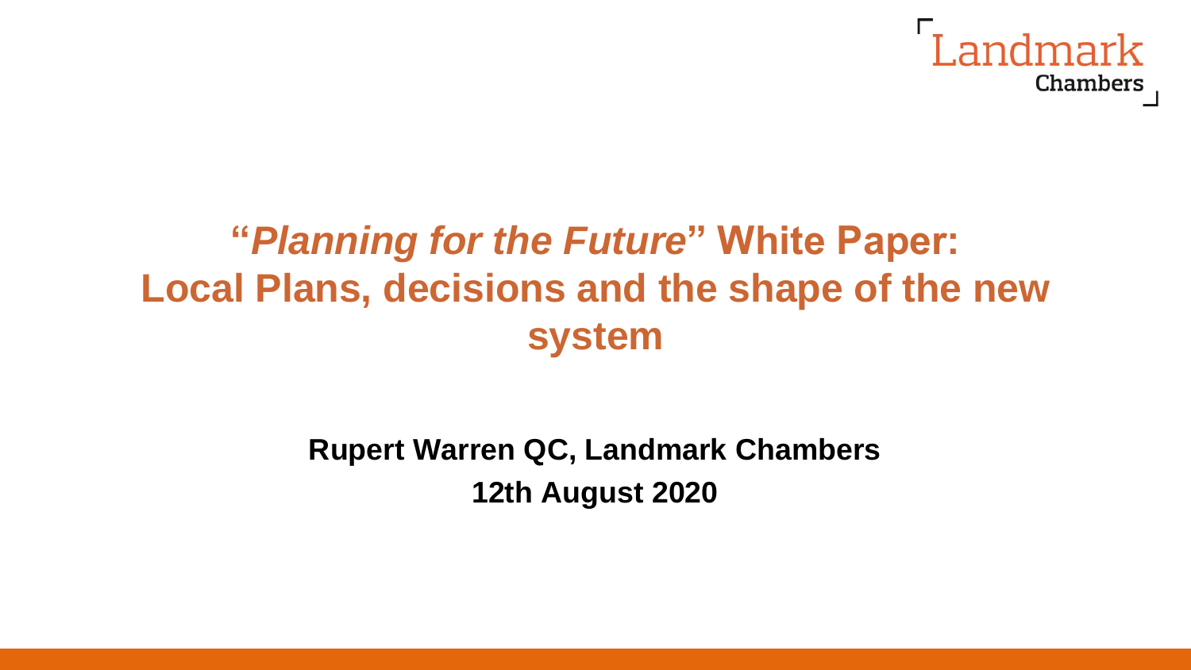Landmark Chambers

# "*Planning for the Future*" White Paper: Local Plans, decisions and the shape of the new system

**Rupert Warren QC, Landmark Chambers**

**12th August 2020**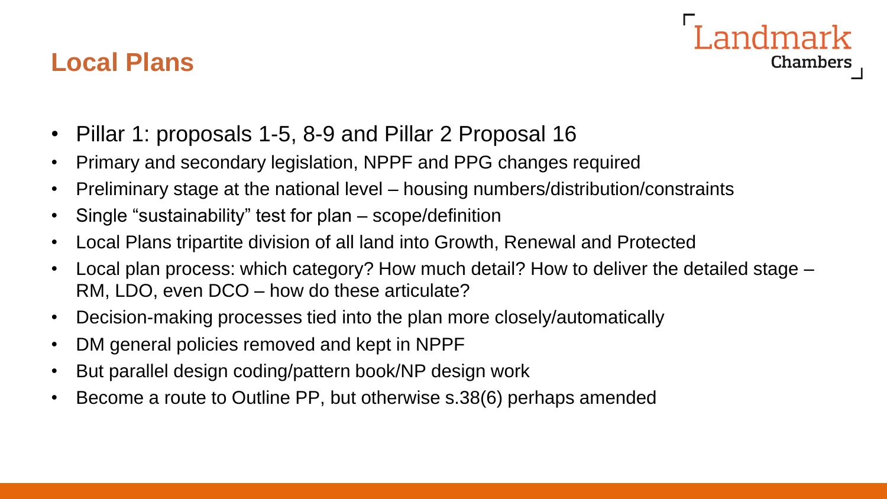# Local Plans

- Pillar 1: proposals 1-5, 8-9 and Pillar 2 Proposal 16
- Primary and secondary legislation, NPPF and PPG changes required
- Preliminary stage at the national level – housing numbers/distribution/constraints
- Single "sustainability" test for plan – scope/definition
- Local Plans tripartite division of all land into Growth, Renewal and Protected
- Local plan process: which category? How much detail? How to deliver the detailed stage – RM, LDO, even DCO – how do these articulate?
- Decision-making processes tied into the plan more closely/automatically
- DM general policies removed and kept in NPPF
- But parallel design coding/pattern book/NP design work
- Become a route to Outline PP, but otherwise s.38(6) perhaps amended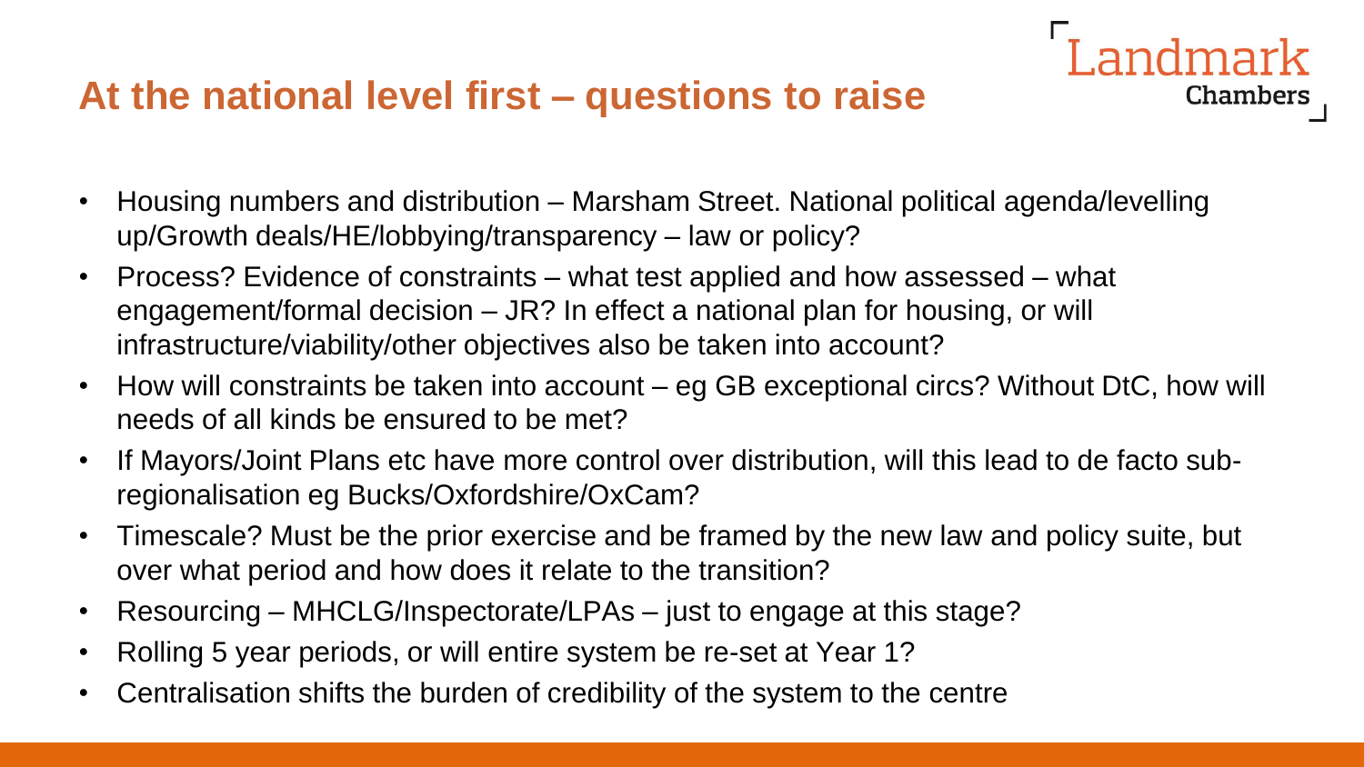## At the national level first – questions to raise

- Housing numbers and distribution – Marsham Street. National political agenda/levelling up/Growth deals/HE/lobbying/transparency – law or policy?
- Process? Evidence of constraints – what test applied and how assessed – what engagement/formal decision – JR? In effect a national plan for housing, or will infrastructure/viability/other objectives also be taken into account?
- How will constraints be taken into account – eg GB exceptional circs? Without DtC, how will needs of all kinds be ensured to be met?
- If Mayors/Joint Plans etc have more control over distribution, will this lead to de facto sub-regionalisation eg Bucks/Oxfordshire/OxCam?
- Timescale? Must be the prior exercise and be framed by the new law and policy suite, but over what period and how does it relate to the transition?
- Resourcing – MHCLG/Inspectorate/LPAs – just to engage at this stage?
- Rolling 5 year periods, or will entire system be re-set at Year 1?
- Centralisation shifts the burden of credibility of the system to the centre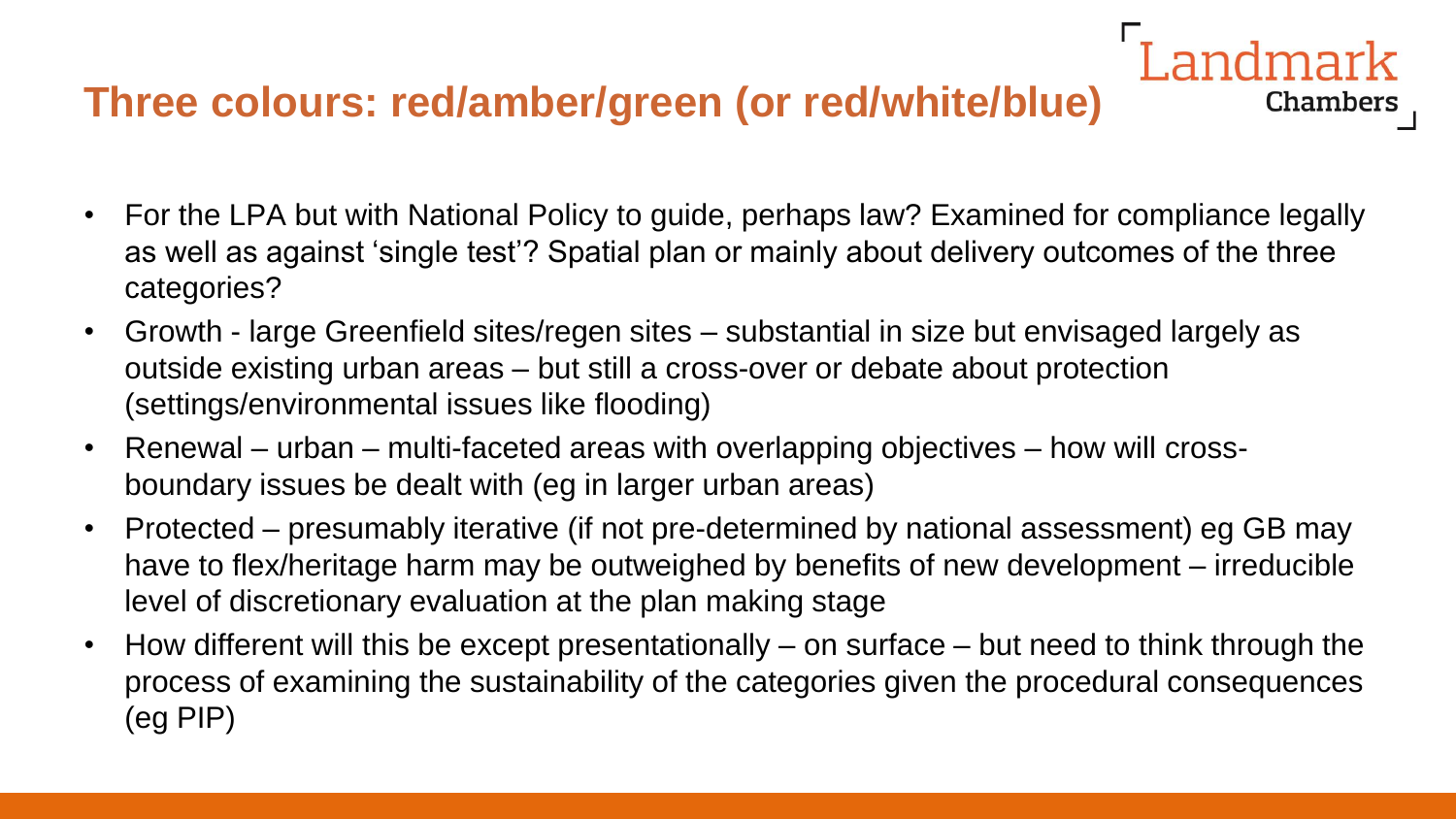## Three colours: red/amber/green (or red/white/blue)

- For the LPA but with National Policy to guide, perhaps law? Examined for compliance legally as well as against 'single test'? Spatial plan or mainly about delivery outcomes of the three categories?
- Growth - large Greenfield sites/regen sites – substantial in size but envisaged largely as outside existing urban areas – but still a cross-over or debate about protection (settings/environmental issues like flooding)
- Renewal – urban – multi-faceted areas with overlapping objectives – how will cross-boundary issues be dealt with (eg in larger urban areas)
- Protected – presumably iterative (if not pre-determined by national assessment) eg GB may have to flex/heritage harm may be outweighed by benefits of new development – irreducible level of discretionary evaluation at the plan making stage
- How different will this be except presentationally – on surface – but need to think through the process of examining the sustainability of the categories given the procedural consequences (eg PIP)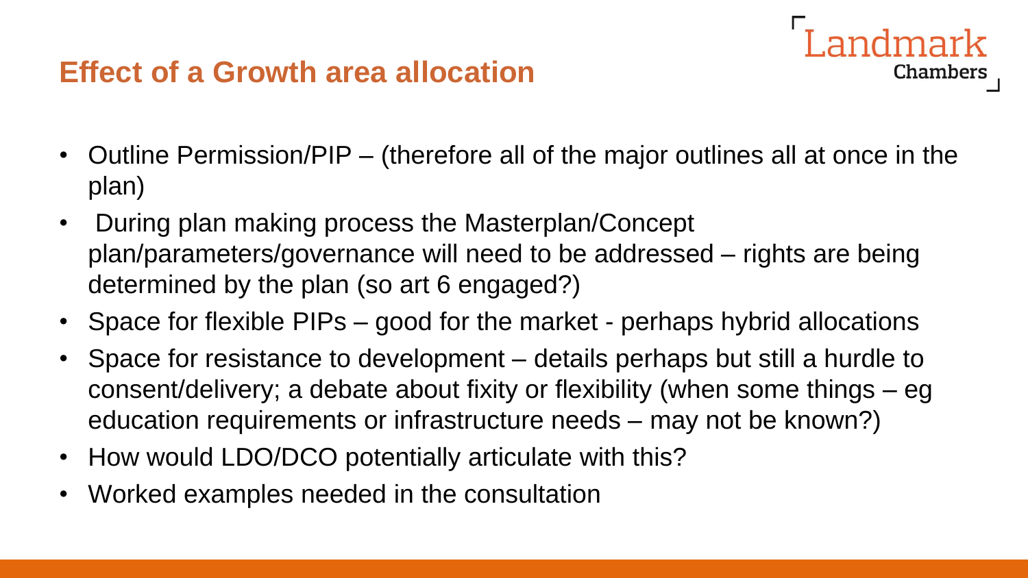## Effect of a Growth area allocation

- Outline Permission/PIP – (therefore all of the major outlines all at once in the plan)
- During plan making process the Masterplan/Concept plan/parameters/governance will need to be addressed – rights are being determined by the plan (so art 6 engaged?)
- Space for flexible PIPs – good for the market - perhaps hybrid allocations
- Space for resistance to development – details perhaps but still a hurdle to consent/delivery; a debate about fixity or flexibility (when some things – eg education requirements or infrastructure needs – may not be known?)
- How would LDO/DCO potentially articulate with this?
- Worked examples needed in the consultation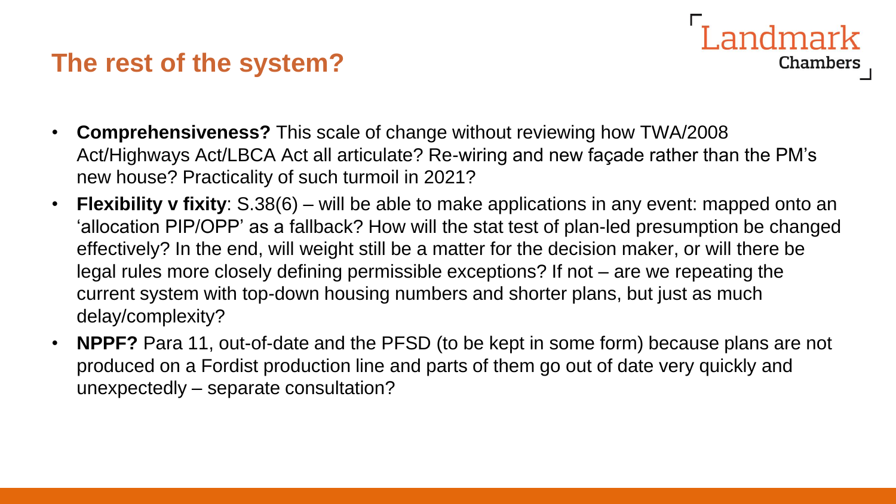## The rest of the system?

- **Comprehensiveness?** This scale of change without reviewing how TWA/2008 Act/Highways Act/LBCA Act all articulate? Re-wiring and new façade rather than the PM's new house? Practicality of such turmoil in 2021?
- **Flexibility v fixity**: S.38(6) – will be able to make applications in any event: mapped onto an 'allocation PIP/OPP' as a fallback? How will the stat test of plan-led presumption be changed effectively? In the end, will weight still be a matter for the decision maker, or will there be legal rules more closely defining permissible exceptions? If not – are we repeating the current system with top-down housing numbers and shorter plans, but just as much delay/complexity?
- **NPPF?** Para 11, out-of-date and the PFSD (to be kept in some form) because plans are not produced on a Fordist production line and parts of them go out of date very quickly and unexpectedly – separate consultation?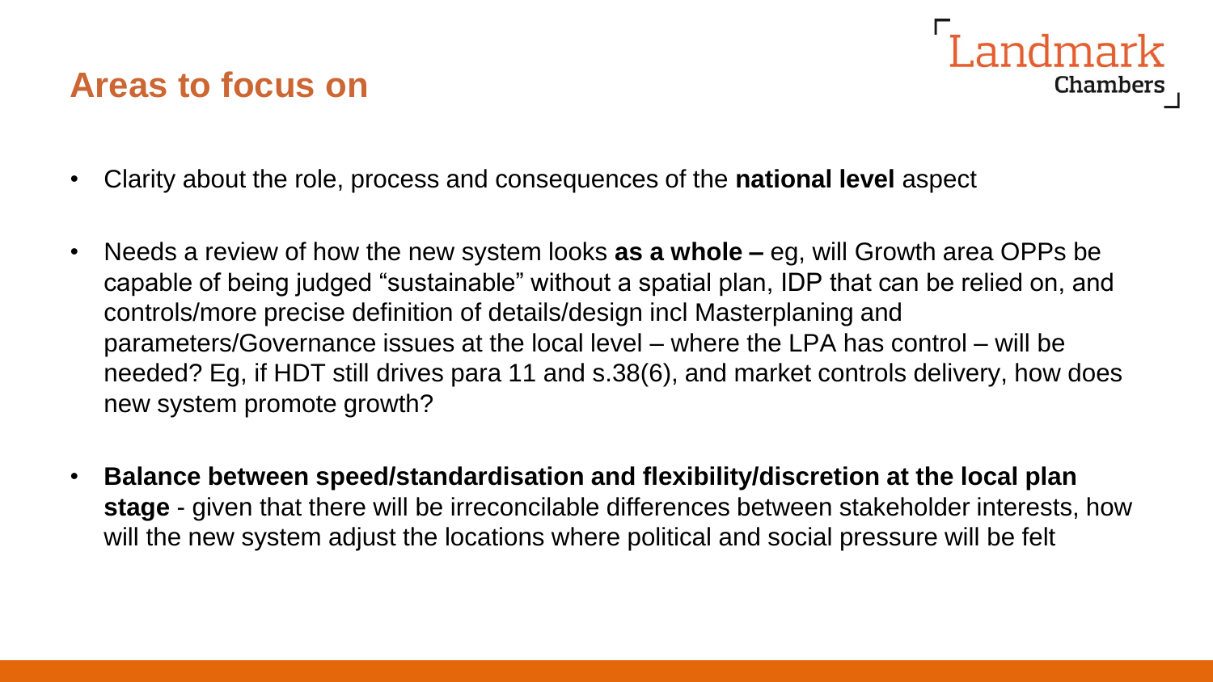## Areas to focus on

- Clarity about the role, process and consequences of the **national level** aspect
- Needs a review of how the new system looks **as a whole –** eg, will Growth area OPPs be capable of being judged "sustainable" without a spatial plan, IDP that can be relied on, and controls/more precise definition of details/design incl Masterplaning and parameters/Governance issues at the local level – where the LPA has control – will be needed? Eg, if HDT still drives para 11 and s.38(6), and market controls delivery, how does new system promote growth?
- **Balance between speed/standardisation and flexibility/discretion at the local plan stage** - given that there will be irreconcilable differences between stakeholder interests, how will the new system adjust the locations where political and social pressure will be felt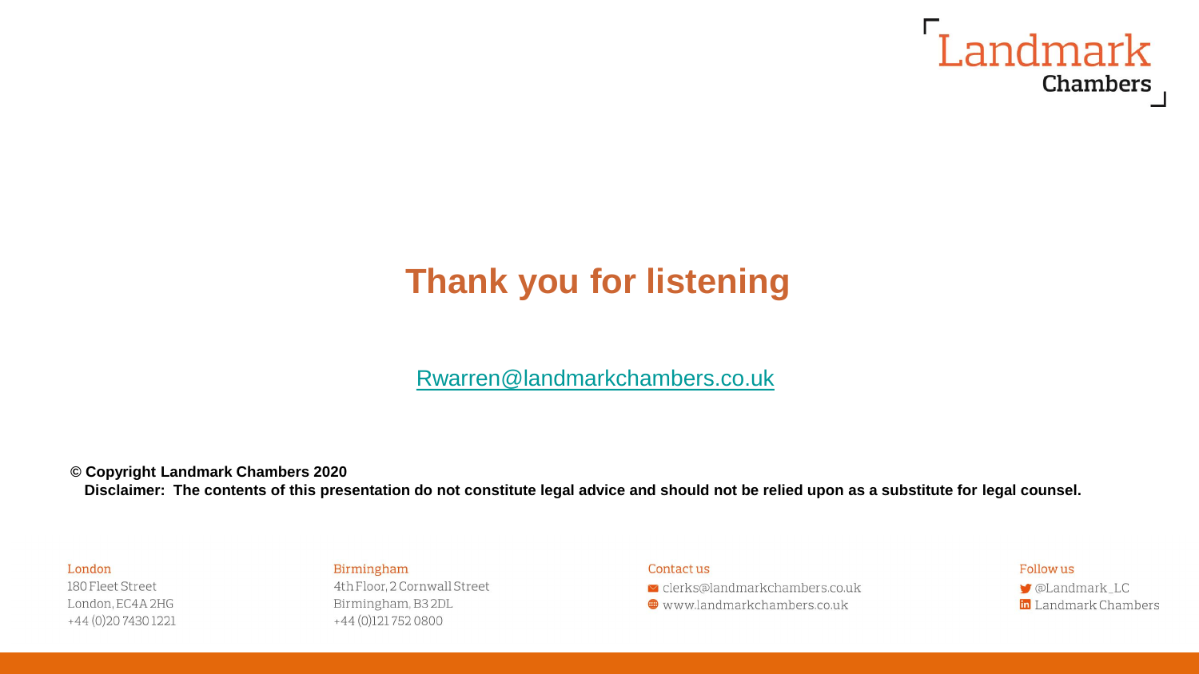Landmark Chambers

# Thank you for listening

Rwarren@landmarkchambers.co.uk

**© Copyright Landmark Chambers 2020**

**Disclaimer: The contents of this presentation do not constitute legal advice and should not be relied upon as a substitute for legal counsel.**

London
180 Fleet Street
London, EC4A 2HG
+44 (0)20 7430 1221

Birmingham
4th Floor, 2 Cornwall Street
Birmingham, B3 2DL
+44 (0)121 752 0800

Contact us
clerks@landmarkchambers.co.uk
www.landmarkchambers.co.uk

Follow us
@Landmark_LC
Landmark Chambers